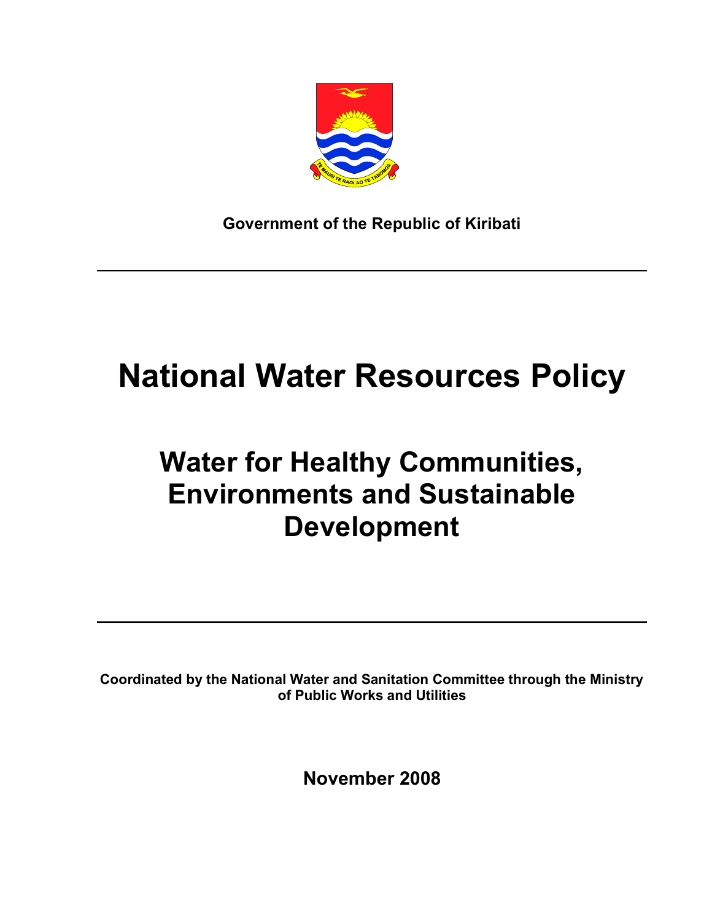**Government of the Republic of Kiribati**

---

# National Water Resources Policy

## Water for Healthy Communities, Environments and Sustainable Development

---

**Coordinated by the National Water and Sanitation Committee through the Ministry of Public Works and Utilities**

**November 2008**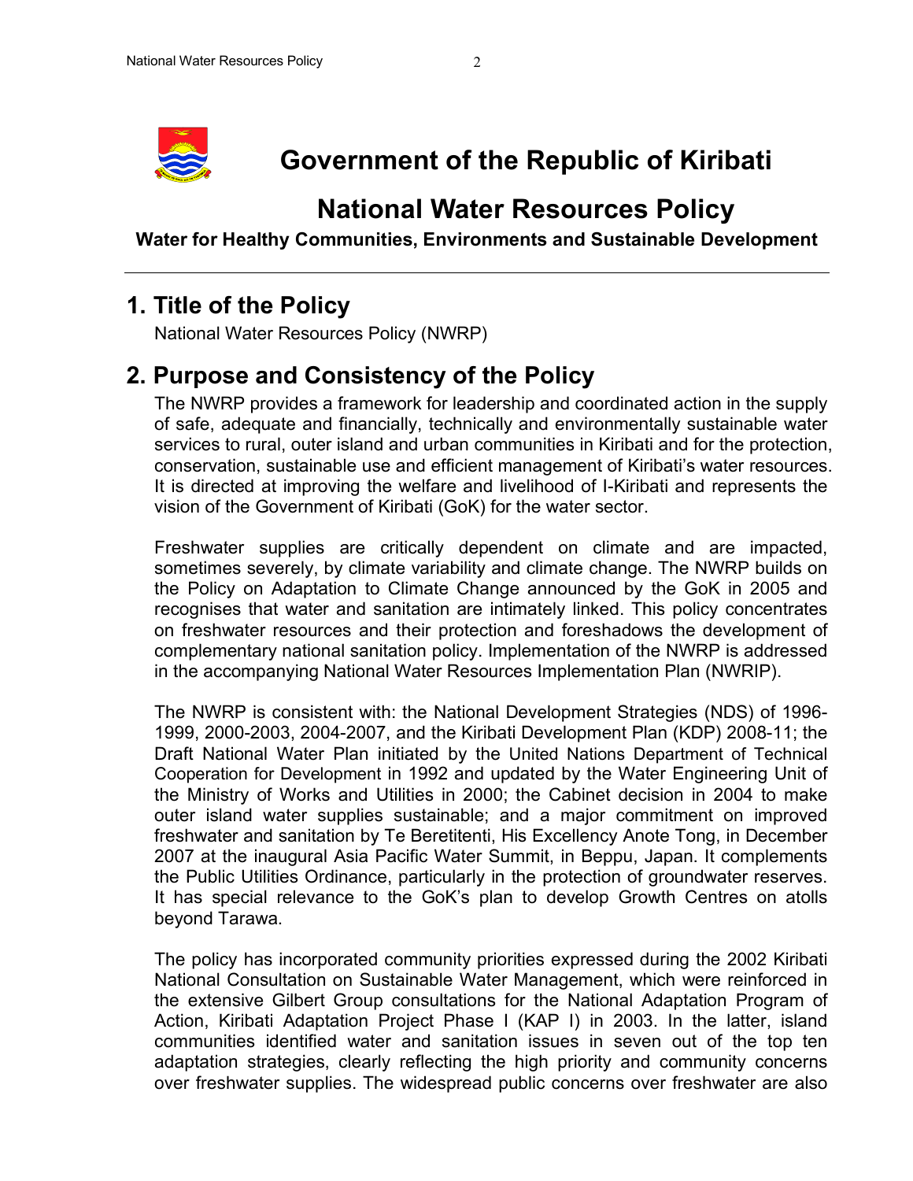# Government of the Republic of Kiribati

# National Water Resources Policy

**Water for Healthy Communities, Environments and Sustainable Development**

---

## 1. Title of the Policy

National Water Resources Policy (NWRP)

## 2. Purpose and Consistency of the Policy

The NWRP provides a framework for leadership and coordinated action in the supply of safe, adequate and financially, technically and environmentally sustainable water services to rural, outer island and urban communities in Kiribati and for the protection, conservation, sustainable use and efficient management of Kiribati's water resources. It is directed at improving the welfare and livelihood of I-Kiribati and represents the vision of the Government of Kiribati (GoK) for the water sector.

Freshwater supplies are critically dependent on climate and are impacted, sometimes severely, by climate variability and climate change. The NWRP builds on the Policy on Adaptation to Climate Change announced by the GoK in 2005 and recognises that water and sanitation are intimately linked. This policy concentrates on freshwater resources and their protection and foreshadows the development of complementary national sanitation policy. Implementation of the NWRP is addressed in the accompanying National Water Resources Implementation Plan (NWRIP).

The NWRP is consistent with: the National Development Strategies (NDS) of 1996-1999, 2000-2003, 2004-2007, and the Kiribati Development Plan (KDP) 2008-11; the Draft National Water Plan initiated by the United Nations Department of Technical Cooperation for Development in 1992 and updated by the Water Engineering Unit of the Ministry of Works and Utilities in 2000; the Cabinet decision in 2004 to make outer island water supplies sustainable; and a major commitment on improved freshwater and sanitation by Te Beretitenti, His Excellency Anote Tong, in December 2007 at the inaugural Asia Pacific Water Summit, in Beppu, Japan. It complements the Public Utilities Ordinance, particularly in the protection of groundwater reserves. It has special relevance to the GoK's plan to develop Growth Centres on atolls beyond Tarawa.

The policy has incorporated community priorities expressed during the 2002 Kiribati National Consultation on Sustainable Water Management, which were reinforced in the extensive Gilbert Group consultations for the National Adaptation Program of Action, Kiribati Adaptation Project Phase I (KAP I) in 2003. In the latter, island communities identified water and sanitation issues in seven out of the top ten adaptation strategies, clearly reflecting the high priority and community concerns over freshwater supplies. The widespread public concerns over freshwater are also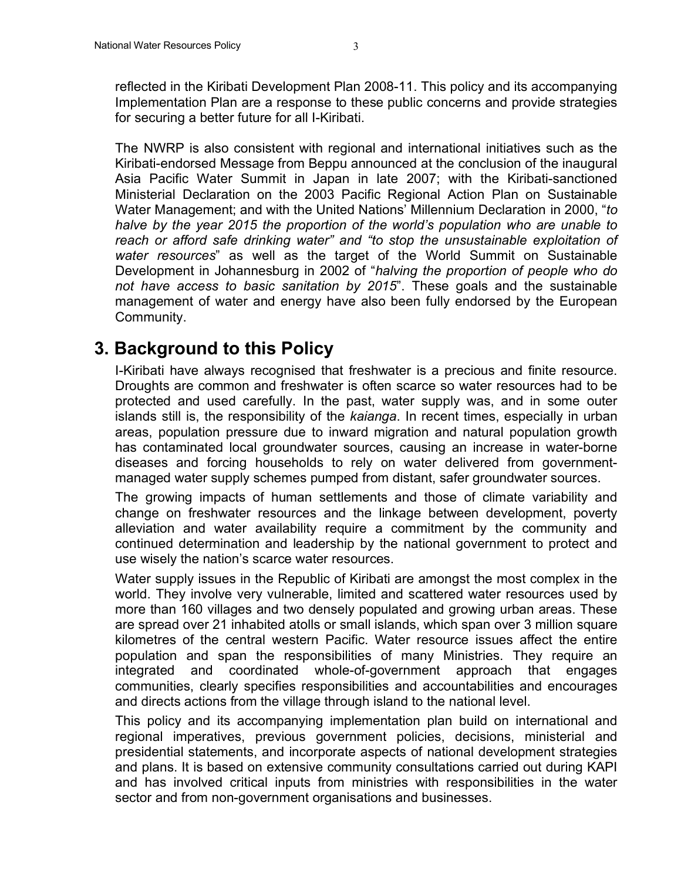reflected in the Kiribati Development Plan 2008-11. This policy and its accompanying Implementation Plan are a response to these public concerns and provide strategies for securing a better future for all I-Kiribati.

The NWRP is also consistent with regional and international initiatives such as the Kiribati-endorsed Message from Beppu announced at the conclusion of the inaugural Asia Pacific Water Summit in Japan in late 2007; with the Kiribati-sanctioned Ministerial Declaration on the 2003 Pacific Regional Action Plan on Sustainable Water Management; and with the United Nations' Millennium Declaration in 2000, "*to halve by the year 2015 the proportion of the world's population who are unable to reach or afford safe drinking water" and "to stop the unsustainable exploitation of water resources*" as well as the target of the World Summit on Sustainable Development in Johannesburg in 2002 of "*halving the proportion of people who do not have access to basic sanitation by 2015*". These goals and the sustainable management of water and energy have also been fully endorsed by the European Community.

# 3. Background to this Policy

I-Kiribati have always recognised that freshwater is a precious and finite resource. Droughts are common and freshwater is often scarce so water resources had to be protected and used carefully. In the past, water supply was, and in some outer islands still is, the responsibility of the *kaianga*. In recent times, especially in urban areas, population pressure due to inward migration and natural population growth has contaminated local groundwater sources, causing an increase in water-borne diseases and forcing households to rely on water delivered from government-managed water supply schemes pumped from distant, safer groundwater sources.

The growing impacts of human settlements and those of climate variability and change on freshwater resources and the linkage between development, poverty alleviation and water availability require a commitment by the community and continued determination and leadership by the national government to protect and use wisely the nation's scarce water resources.

Water supply issues in the Republic of Kiribati are amongst the most complex in the world. They involve very vulnerable, limited and scattered water resources used by more than 160 villages and two densely populated and growing urban areas. These are spread over 21 inhabited atolls or small islands, which span over 3 million square kilometres of the central western Pacific. Water resource issues affect the entire population and span the responsibilities of many Ministries. They require an integrated and coordinated whole-of-government approach that engages communities, clearly specifies responsibilities and accountabilities and encourages and directs actions from the village through island to the national level.

This policy and its accompanying implementation plan build on international and regional imperatives, previous government policies, decisions, ministerial and presidential statements, and incorporate aspects of national development strategies and plans. It is based on extensive community consultations carried out during KAPI and has involved critical inputs from ministries with responsibilities in the water sector and from non-government organisations and businesses.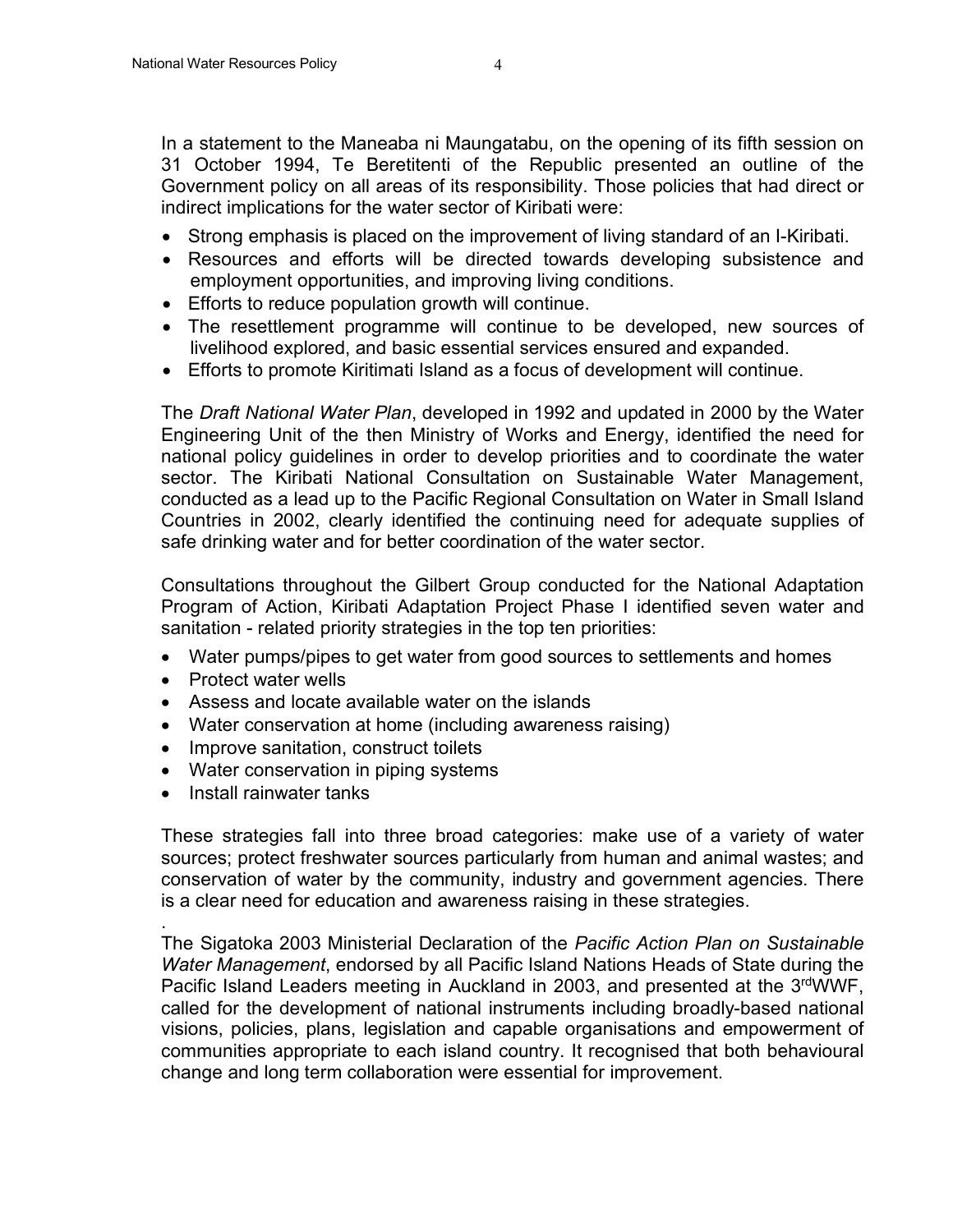In a statement to the Maneaba ni Maungatabu, on the opening of its fifth session on 31 October 1994, Te Beretitenti of the Republic presented an outline of the Government policy on all areas of its responsibility. Those policies that had direct or indirect implications for the water sector of Kiribati were:

- Strong emphasis is placed on the improvement of living standard of an I-Kiribati.
- Resources and efforts will be directed towards developing subsistence and employment opportunities, and improving living conditions.
- Efforts to reduce population growth will continue.
- The resettlement programme will continue to be developed, new sources of livelihood explored, and basic essential services ensured and expanded.
- Efforts to promote Kiritimati Island as a focus of development will continue.

The *Draft National Water Plan*, developed in 1992 and updated in 2000 by the Water Engineering Unit of the then Ministry of Works and Energy, identified the need for national policy guidelines in order to develop priorities and to coordinate the water sector. The Kiribati National Consultation on Sustainable Water Management, conducted as a lead up to the Pacific Regional Consultation on Water in Small Island Countries in 2002, clearly identified the continuing need for adequate supplies of safe drinking water and for better coordination of the water sector.

Consultations throughout the Gilbert Group conducted for the National Adaptation Program of Action, Kiribati Adaptation Project Phase I identified seven water and sanitation - related priority strategies in the top ten priorities:

- Water pumps/pipes to get water from good sources to settlements and homes
- Protect water wells
- Assess and locate available water on the islands
- Water conservation at home (including awareness raising)
- Improve sanitation, construct toilets
- Water conservation in piping systems
- Install rainwater tanks

These strategies fall into three broad categories: make use of a variety of water sources; protect freshwater sources particularly from human and animal wastes; and conservation of water by the community, industry and government agencies. There is a clear need for education and awareness raising in these strategies.

.
The Sigatoka 2003 Ministerial Declaration of the *Pacific Action Plan on Sustainable Water Management*, endorsed by all Pacific Island Nations Heads of State during the Pacific Island Leaders meeting in Auckland in 2003, and presented at the 3rdWWF, called for the development of national instruments including broadly-based national visions, policies, plans, legislation and capable organisations and empowerment of communities appropriate to each island country. It recognised that both behavioural change and long term collaboration were essential for improvement.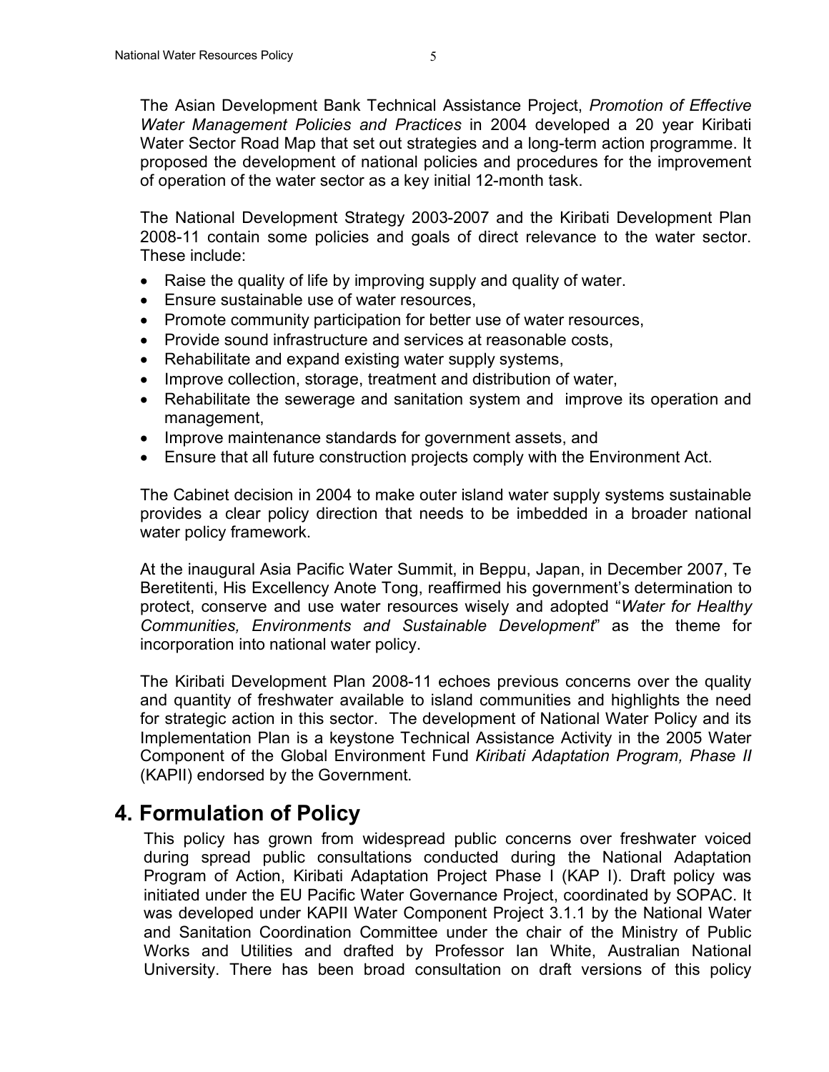The Asian Development Bank Technical Assistance Project, *Promotion of Effective Water Management Policies and Practices* in 2004 developed a 20 year Kiribati Water Sector Road Map that set out strategies and a long-term action programme. It proposed the development of national policies and procedures for the improvement of operation of the water sector as a key initial 12-month task.

The National Development Strategy 2003-2007 and the Kiribati Development Plan 2008-11 contain some policies and goals of direct relevance to the water sector. These include:

- Raise the quality of life by improving supply and quality of water.
- Ensure sustainable use of water resources,
- Promote community participation for better use of water resources,
- Provide sound infrastructure and services at reasonable costs,
- Rehabilitate and expand existing water supply systems,
- Improve collection, storage, treatment and distribution of water,
- Rehabilitate the sewerage and sanitation system and improve its operation and management,
- Improve maintenance standards for government assets, and
- Ensure that all future construction projects comply with the Environment Act.

The Cabinet decision in 2004 to make outer island water supply systems sustainable provides a clear policy direction that needs to be imbedded in a broader national water policy framework.

At the inaugural Asia Pacific Water Summit, in Beppu, Japan, in December 2007, Te Beretitenti, His Excellency Anote Tong, reaffirmed his government's determination to protect, conserve and use water resources wisely and adopted "*Water for Healthy Communities, Environments and Sustainable Development*" as the theme for incorporation into national water policy.

The Kiribati Development Plan 2008-11 echoes previous concerns over the quality and quantity of freshwater available to island communities and highlights the need for strategic action in this sector. The development of National Water Policy and its Implementation Plan is a keystone Technical Assistance Activity in the 2005 Water Component of the Global Environment Fund *Kiribati Adaptation Program, Phase II* (KAPII) endorsed by the Government.

# 4. Formulation of Policy

This policy has grown from widespread public concerns over freshwater voiced during spread public consultations conducted during the National Adaptation Program of Action, Kiribati Adaptation Project Phase I (KAP I). Draft policy was initiated under the EU Pacific Water Governance Project, coordinated by SOPAC. It was developed under KAPII Water Component Project 3.1.1 by the National Water and Sanitation Coordination Committee under the chair of the Ministry of Public Works and Utilities and drafted by Professor Ian White, Australian National University. There has been broad consultation on draft versions of this policy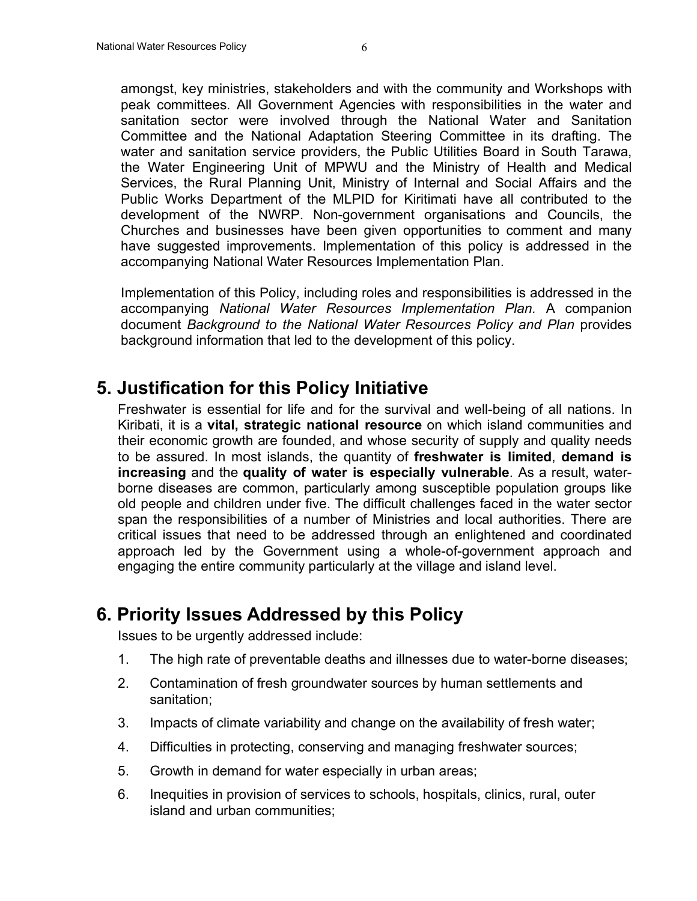amongst, key ministries, stakeholders and with the community and Workshops with peak committees. All Government Agencies with responsibilities in the water and sanitation sector were involved through the National Water and Sanitation Committee and the National Adaptation Steering Committee in its drafting. The water and sanitation service providers, the Public Utilities Board in South Tarawa, the Water Engineering Unit of MPWU and the Ministry of Health and Medical Services, the Rural Planning Unit, Ministry of Internal and Social Affairs and the Public Works Department of the MLPID for Kiritimati have all contributed to the development of the NWRP. Non-government organisations and Councils, the Churches and businesses have been given opportunities to comment and many have suggested improvements. Implementation of this policy is addressed in the accompanying National Water Resources Implementation Plan.

Implementation of this Policy, including roles and responsibilities is addressed in the accompanying *National Water Resources Implementation Plan.* A companion document *Background to the National Water Resources Policy and Plan* provides background information that led to the development of this policy.

# 5. Justification for this Policy Initiative

Freshwater is essential for life and for the survival and well-being of all nations. In Kiribati, it is a **vital, strategic national resource** on which island communities and their economic growth are founded, and whose security of supply and quality needs to be assured. In most islands, the quantity of **freshwater is limited**, **demand is increasing** and the **quality of water is especially vulnerable**. As a result, water-borne diseases are common, particularly among susceptible population groups like old people and children under five. The difficult challenges faced in the water sector span the responsibilities of a number of Ministries and local authorities. There are critical issues that need to be addressed through an enlightened and coordinated approach led by the Government using a whole-of-government approach and engaging the entire community particularly at the village and island level.

# 6. Priority Issues Addressed by this Policy

Issues to be urgently addressed include:

1. The high rate of preventable deaths and illnesses due to water-borne diseases;
2. Contamination of fresh groundwater sources by human settlements and sanitation;
3. Impacts of climate variability and change on the availability of fresh water;
4. Difficulties in protecting, conserving and managing freshwater sources;
5. Growth in demand for water especially in urban areas;
6. Inequities in provision of services to schools, hospitals, clinics, rural, outer island and urban communities;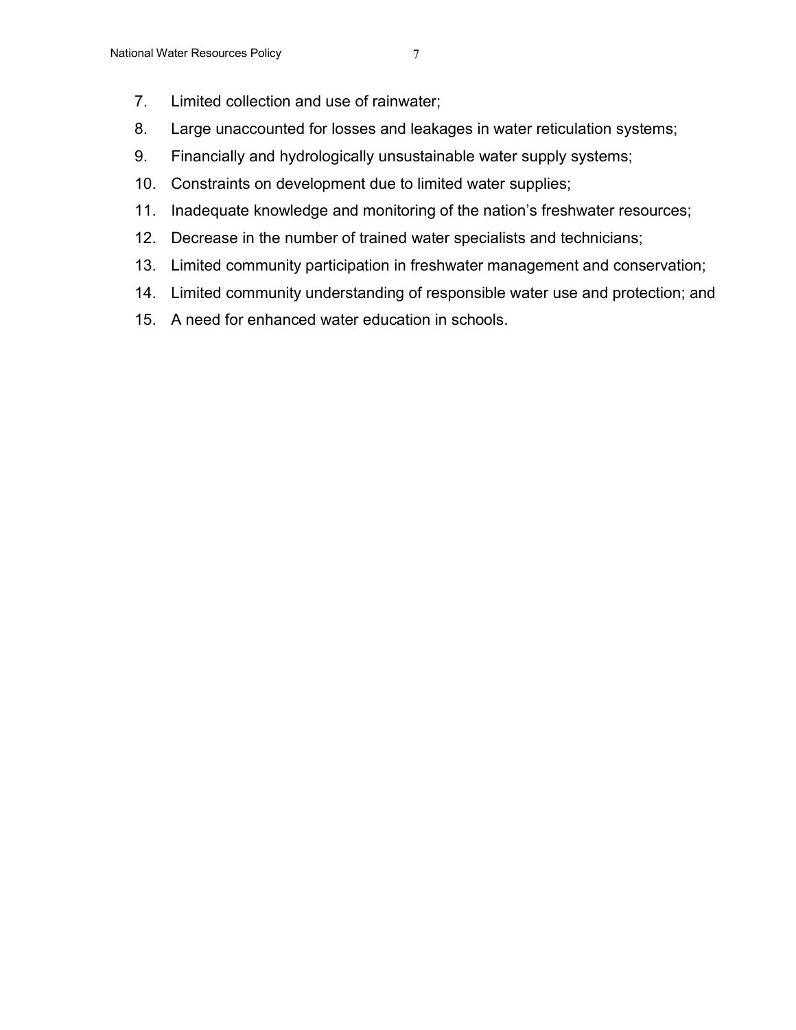7. Limited collection and use of rainwater;
8. Large unaccounted for losses and leakages in water reticulation systems;
9. Financially and hydrologically unsustainable water supply systems;
10. Constraints on development due to limited water supplies;
11. Inadequate knowledge and monitoring of the nation's freshwater resources;
12. Decrease in the number of trained water specialists and technicians;
13. Limited community participation in freshwater management and conservation;
14. Limited community understanding of responsible water use and protection; and
15. A need for enhanced water education in schools.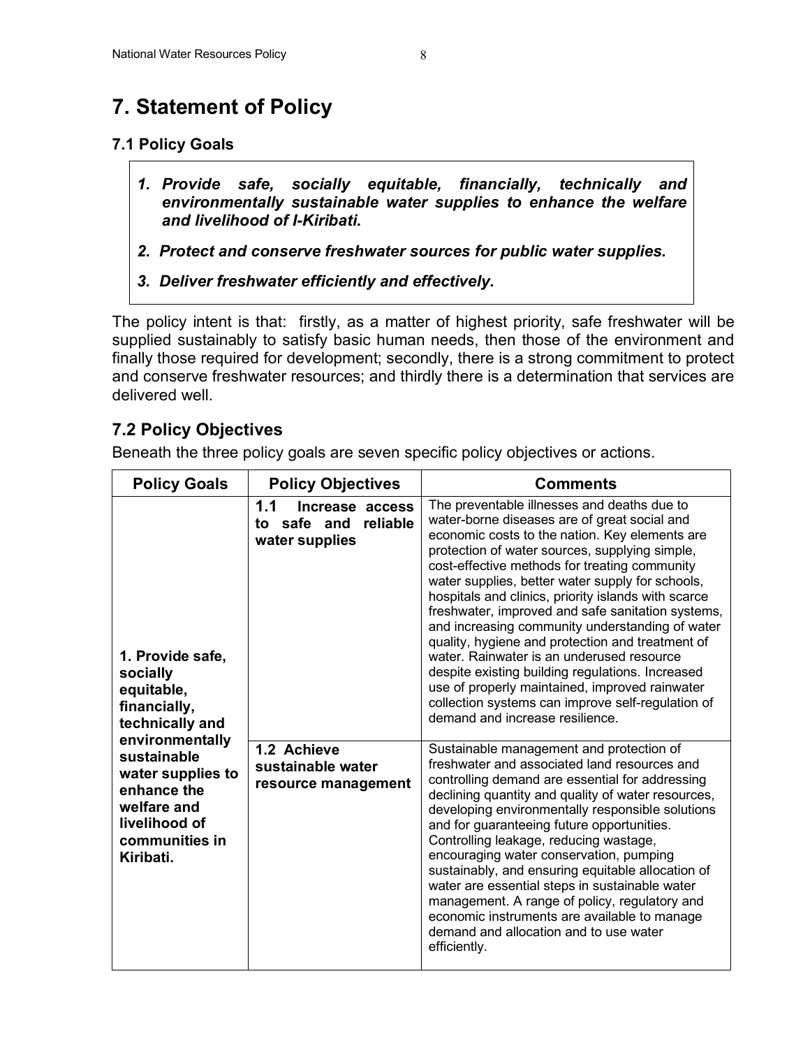# 7. Statement of Policy

### 7.1 Policy Goals

> ***1. Provide safe, socially equitable, financially, technically and environmentally sustainable water supplies to enhance the welfare and livelihood of I-Kiribati.***
>
> ***2. Protect and conserve freshwater sources for public water supplies.***
>
> ***3. Deliver freshwater efficiently and effectively.***

The policy intent is that: firstly, as a matter of highest priority, safe freshwater will be supplied sustainably to satisfy basic human needs, then those of the environment and finally those required for development; secondly, there is a strong commitment to protect and conserve freshwater resources; and thirdly there is a determination that services are delivered well.

## 7.2 Policy Objectives

Beneath the three policy goals are seven specific policy objectives or actions.

| Policy Goals | Policy Objectives | Comments |
|---|---|---|
| **1. Provide safe, socially equitable, financially, technically and environmentally sustainable water supplies to enhance the welfare and livelihood of communities in Kiribati.** | **1.1 Increase access to safe and reliable water supplies** | The preventable illnesses and deaths due to water-borne diseases are of great social and economic costs to the nation. Key elements are protection of water sources, supplying simple, cost-effective methods for treating community water supplies, better water supply for schools, hospitals and clinics, priority islands with scarce freshwater, improved and safe sanitation systems, and increasing community understanding of water quality, hygiene and protection and treatment of water. Rainwater is an underused resource despite existing building regulations. Increased use of properly maintained, improved rainwater collection systems can improve self-regulation of demand and increase resilience. |
| | **1.2 Achieve sustainable water resource management** | Sustainable management and protection of freshwater and associated land resources and controlling demand are essential for addressing declining quantity and quality of water resources, developing environmentally responsible solutions and for guaranteeing future opportunities. Controlling leakage, reducing wastage, encouraging water conservation, pumping sustainably, and ensuring equitable allocation of water are essential steps in sustainable water management. A range of policy, regulatory and economic instruments are available to manage demand and allocation and to use water efficiently. |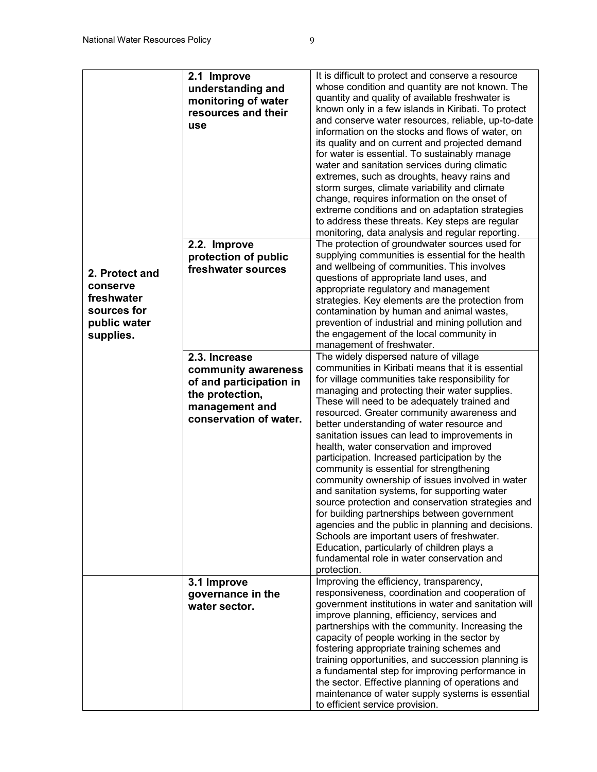| | | |
|---|---|---|
| **2. Protect and conserve freshwater sources for public water supplies.** | **2.1 Improve understanding and monitoring of water resources and their use** | It is difficult to protect and conserve a resource whose condition and quantity are not known. The quantity and quality of available freshwater is known only in a few islands in Kiribati. To protect and conserve water resources, reliable, up-to-date information on the stocks and flows of water, on its quality and on current and projected demand for water is essential. To sustainably manage water and sanitation services during climatic extremes, such as droughts, heavy rains and storm surges, climate variability and climate change, requires information on the onset of extreme conditions and on adaptation strategies to address these threats. Key steps are regular monitoring, data analysis and regular reporting. |
| | **2.2. Improve protection of public freshwater sources** | The protection of groundwater sources used for supplying communities is essential for the health and wellbeing of communities. This involves questions of appropriate land uses, and appropriate regulatory and management strategies. Key elements are the protection from contamination by human and animal wastes, prevention of industrial and mining pollution and the engagement of the local community in management of freshwater. |
| | **2.3. Increase community awareness of and participation in the protection, management and conservation of water.** | The widely dispersed nature of village communities in Kiribati means that it is essential for village communities take responsibility for managing and protecting their water supplies. These will need to be adequately trained and resourced. Greater community awareness and better understanding of water resource and sanitation issues can lead to improvements in health, water conservation and improved participation. Increased participation by the community is essential for strengthening community ownership of issues involved in water and sanitation systems, for supporting water source protection and conservation strategies and for building partnerships between government agencies and the public in planning and decisions. Schools are important users of freshwater. Education, particularly of children plays a fundamental role in water conservation and protection. |
| | **3.1 Improve governance in the water sector.** | Improving the efficiency, transparency, responsiveness, coordination and cooperation of government institutions in water and sanitation will improve planning, efficiency, services and partnerships with the community. Increasing the capacity of people working in the sector by fostering appropriate training schemes and training opportunities, and succession planning is a fundamental step for improving performance in the sector. Effective planning of operations and maintenance of water supply systems is essential to efficient service provision. |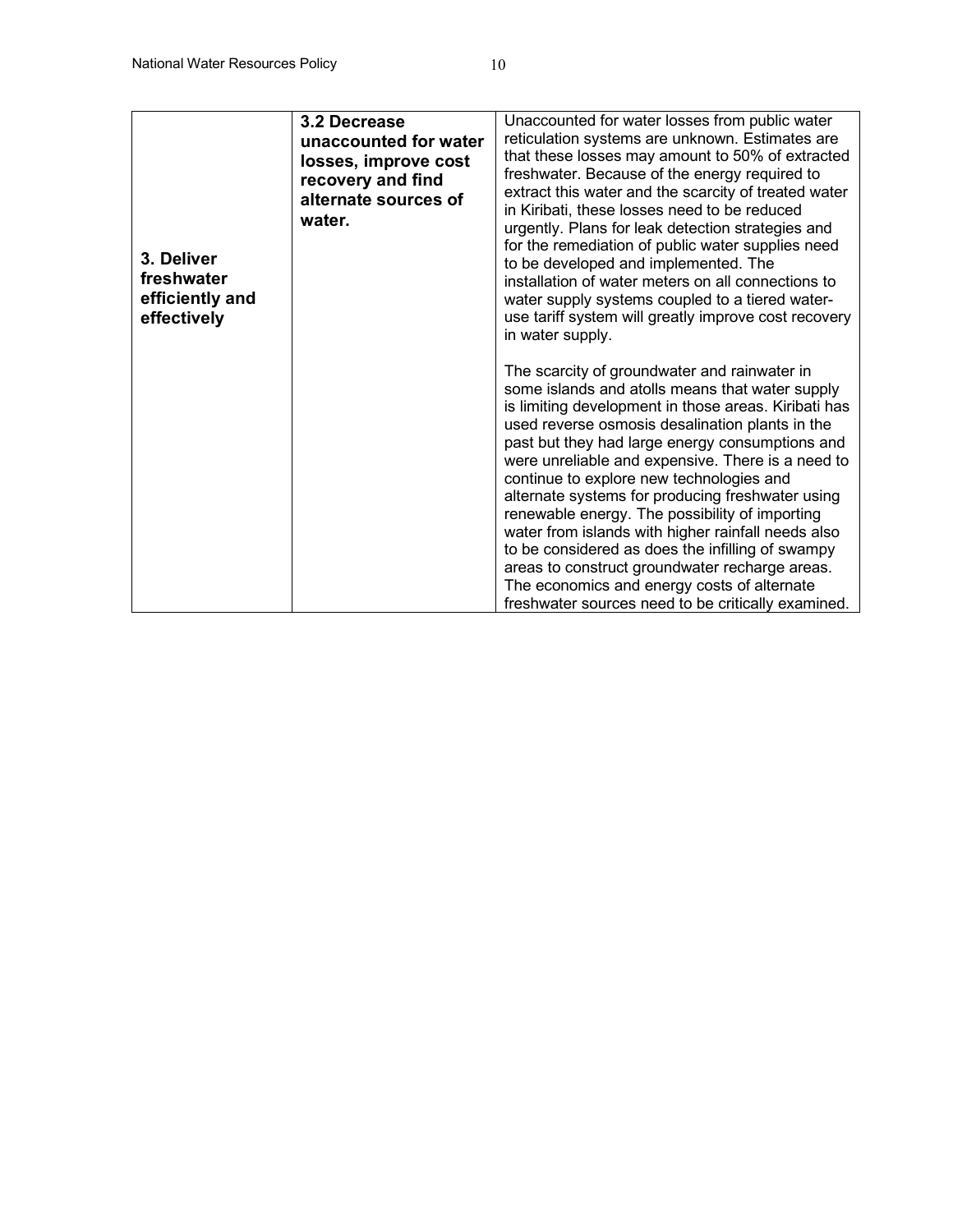| | | |
|---|---|---|
| **3. Deliver freshwater efficiently and effectively** | **3.2 Decrease unaccounted for water losses, improve cost recovery and find alternate sources of water.** | Unaccounted for water losses from public water reticulation systems are unknown. Estimates are that these losses may amount to 50% of extracted freshwater. Because of the energy required to extract this water and the scarcity of treated water in Kiribati, these losses need to be reduced urgently. Plans for leak detection strategies and for the remediation of public water supplies need to be developed and implemented. The installation of water meters on all connections to water supply systems coupled to a tiered water-use tariff system will greatly improve cost recovery in water supply.<br><br>The scarcity of groundwater and rainwater in some islands and atolls means that water supply is limiting development in those areas. Kiribati has used reverse osmosis desalination plants in the past but they had large energy consumptions and were unreliable and expensive. There is a need to continue to explore new technologies and alternate systems for producing freshwater using renewable energy. The possibility of importing water from islands with higher rainfall needs also to be considered as does the infilling of swampy areas to construct groundwater recharge areas. The economics and energy costs of alternate freshwater sources need to be critically examined. |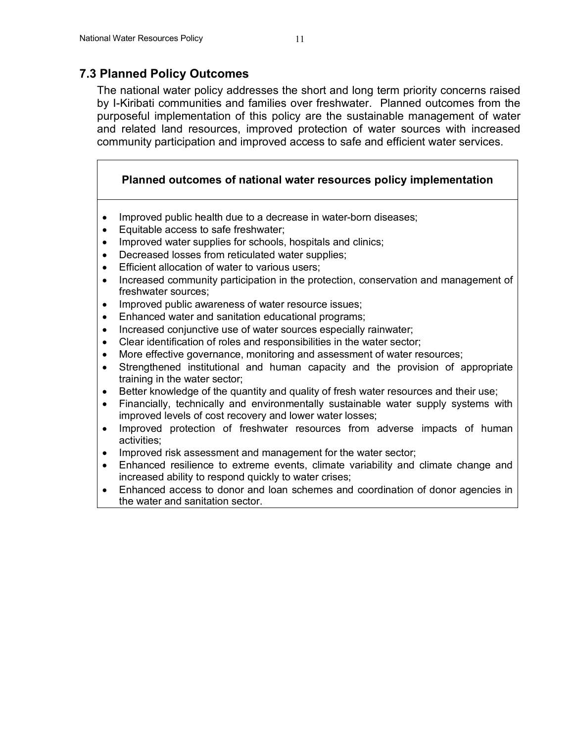## 7.3 Planned Policy Outcomes

The national water policy addresses the short and long term priority concerns raised by I-Kiribati communities and families over freshwater. Planned outcomes from the purposeful implementation of this policy are the sustainable management of water and related land resources, improved protection of water sources with increased community participation and improved access to safe and efficient water services.

**Planned outcomes of national water resources policy implementation**

- Improved public health due to a decrease in water-born diseases;
- Equitable access to safe freshwater;
- Improved water supplies for schools, hospitals and clinics;
- Decreased losses from reticulated water supplies;
- Efficient allocation of water to various users;
- Increased community participation in the protection, conservation and management of freshwater sources;
- Improved public awareness of water resource issues;
- Enhanced water and sanitation educational programs;
- Increased conjunctive use of water sources especially rainwater;
- Clear identification of roles and responsibilities in the water sector;
- More effective governance, monitoring and assessment of water resources;
- Strengthened institutional and human capacity and the provision of appropriate training in the water sector;
- Better knowledge of the quantity and quality of fresh water resources and their use;
- Financially, technically and environmentally sustainable water supply systems with improved levels of cost recovery and lower water losses;
- Improved protection of freshwater resources from adverse impacts of human activities;
- Improved risk assessment and management for the water sector;
- Enhanced resilience to extreme events, climate variability and climate change and increased ability to respond quickly to water crises;
- Enhanced access to donor and loan schemes and coordination of donor agencies in the water and sanitation sector.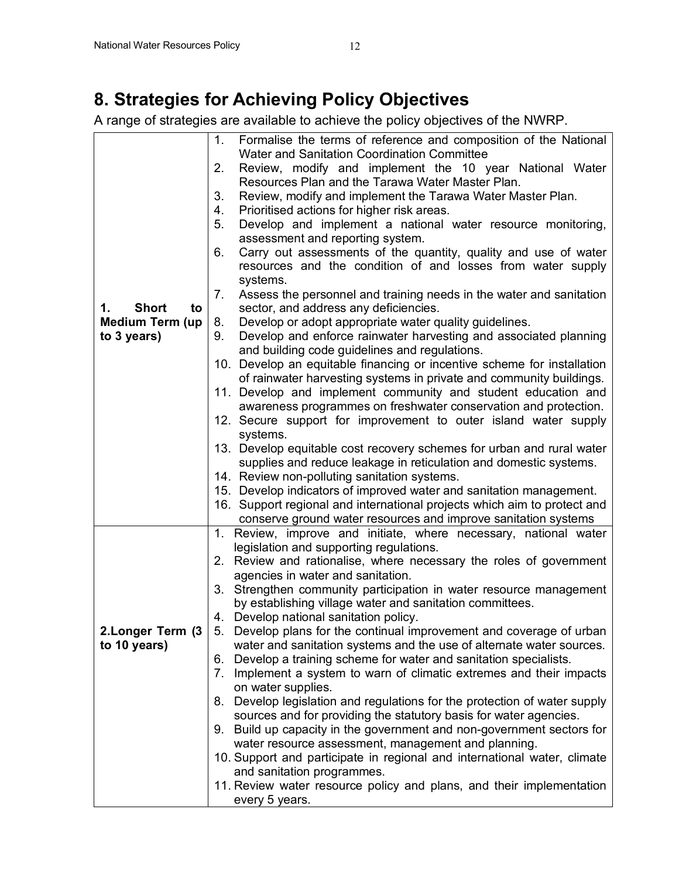# 8. Strategies for Achieving Policy Objectives

A range of strategies are available to achieve the policy objectives of the NWRP.

| | |
|---|---|
| **1. Short to Medium Term (up to 3 years)** | 1. Formalise the terms of reference and composition of the National Water and Sanitation Coordination Committee<br>2. Review, modify and implement the 10 year National Water Resources Plan and the Tarawa Water Master Plan.<br>3. Review, modify and implement the Tarawa Water Master Plan.<br>4. Prioritised actions for higher risk areas.<br>5. Develop and implement a national water resource monitoring, assessment and reporting system.<br>6. Carry out assessments of the quantity, quality and use of water resources and the condition of and losses from water supply systems.<br>7. Assess the personnel and training needs in the water and sanitation sector, and address any deficiencies.<br>8. Develop or adopt appropriate water quality guidelines.<br>9. Develop and enforce rainwater harvesting and associated planning and building code guidelines and regulations.<br>10. Develop an equitable financing or incentive scheme for installation of rainwater harvesting systems in private and community buildings.<br>11. Develop and implement community and student education and awareness programmes on freshwater conservation and protection.<br>12. Secure support for improvement to outer island water supply systems.<br>13. Develop equitable cost recovery schemes for urban and rural water supplies and reduce leakage in reticulation and domestic systems.<br>14. Review non-polluting sanitation systems.<br>15. Develop indicators of improved water and sanitation management.<br>16. Support regional and international projects which aim to protect and conserve ground water resources and improve sanitation systems |
| **2.Longer Term (3 to 10 years)** | 1. Review, improve and initiate, where necessary, national water legislation and supporting regulations.<br>2. Review and rationalise, where necessary the roles of government agencies in water and sanitation.<br>3. Strengthen community participation in water resource management by establishing village water and sanitation committees.<br>4. Develop national sanitation policy.<br>5. Develop plans for the continual improvement and coverage of urban water and sanitation systems and the use of alternate water sources.<br>6. Develop a training scheme for water and sanitation specialists.<br>7. Implement a system to warn of climatic extremes and their impacts on water supplies.<br>8. Develop legislation and regulations for the protection of water supply sources and for providing the statutory basis for water agencies.<br>9. Build up capacity in the government and non-government sectors for water resource assessment, management and planning.<br>10. Support and participate in regional and international water, climate and sanitation programmes.<br>11. Review water resource policy and plans, and their implementation every 5 years. |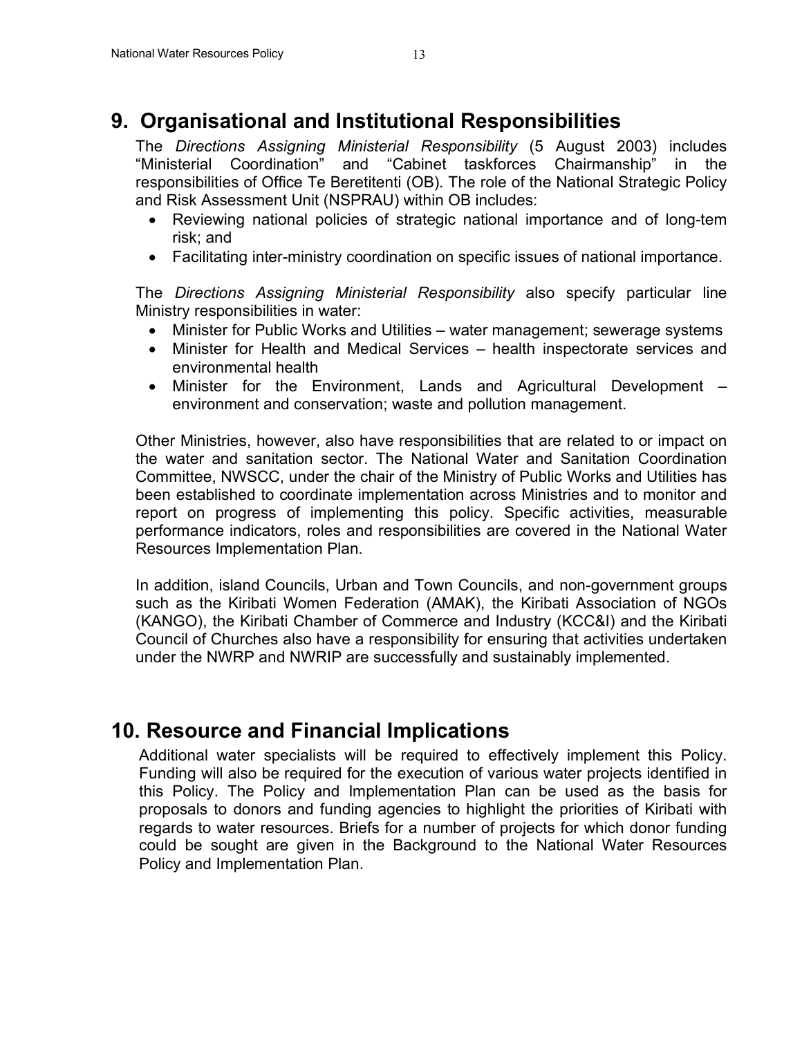## 9. Organisational and Institutional Responsibilities

The *Directions Assigning Ministerial Responsibility* (5 August 2003) includes "Ministerial Coordination" and "Cabinet taskforces Chairmanship" in the responsibilities of Office Te Beretitenti (OB). The role of the National Strategic Policy and Risk Assessment Unit (NSPRAU) within OB includes:

- Reviewing national policies of strategic national importance and of long-tem risk; and
- Facilitating inter-ministry coordination on specific issues of national importance.

The *Directions Assigning Ministerial Responsibility* also specify particular line Ministry responsibilities in water:

- Minister for Public Works and Utilities – water management; sewerage systems
- Minister for Health and Medical Services – health inspectorate services and environmental health
- Minister for the Environment, Lands and Agricultural Development – environment and conservation; waste and pollution management.

Other Ministries, however, also have responsibilities that are related to or impact on the water and sanitation sector. The National Water and Sanitation Coordination Committee, NWSCC, under the chair of the Ministry of Public Works and Utilities has been established to coordinate implementation across Ministries and to monitor and report on progress of implementing this policy. Specific activities, measurable performance indicators, roles and responsibilities are covered in the National Water Resources Implementation Plan.

In addition, island Councils, Urban and Town Councils, and non-government groups such as the Kiribati Women Federation (AMAK), the Kiribati Association of NGOs (KANGO), the Kiribati Chamber of Commerce and Industry (KCC&I) and the Kiribati Council of Churches also have a responsibility for ensuring that activities undertaken under the NWRP and NWRIP are successfully and sustainably implemented.

## 10. Resource and Financial Implications

Additional water specialists will be required to effectively implement this Policy. Funding will also be required for the execution of various water projects identified in this Policy. The Policy and Implementation Plan can be used as the basis for proposals to donors and funding agencies to highlight the priorities of Kiribati with regards to water resources. Briefs for a number of projects for which donor funding could be sought are given in the Background to the National Water Resources Policy and Implementation Plan.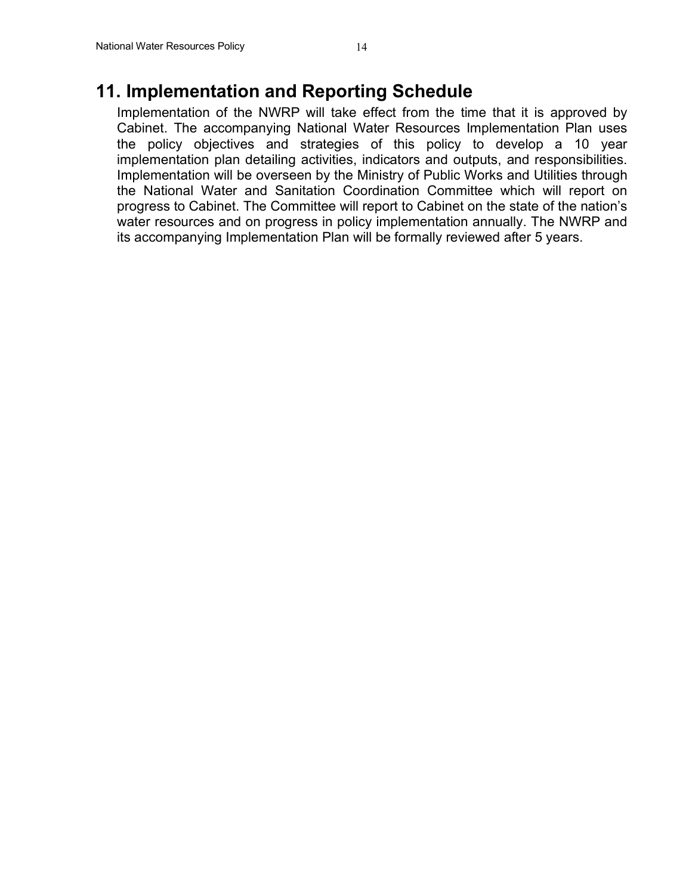# 11. Implementation and Reporting Schedule

Implementation of the NWRP will take effect from the time that it is approved by Cabinet. The accompanying National Water Resources Implementation Plan uses the policy objectives and strategies of this policy to develop a 10 year implementation plan detailing activities, indicators and outputs, and responsibilities. Implementation will be overseen by the Ministry of Public Works and Utilities through the National Water and Sanitation Coordination Committee which will report on progress to Cabinet. The Committee will report to Cabinet on the state of the nation's water resources and on progress in policy implementation annually. The NWRP and its accompanying Implementation Plan will be formally reviewed after 5 years.